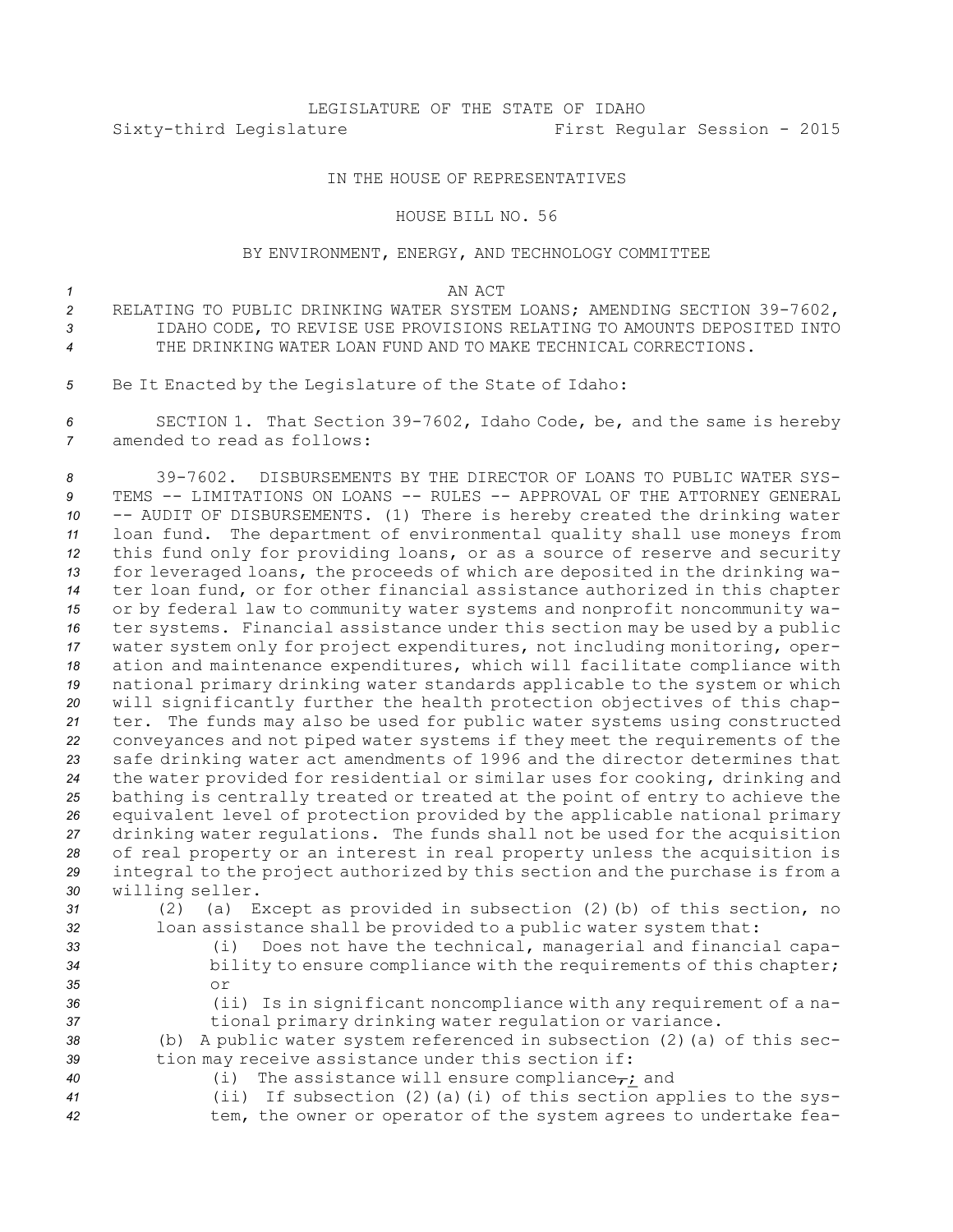LEGISLATURE OF THE STATE OF IDAHO
Sixty-third Legislature First Regular Session - 2015

IN THE HOUSE OF REPRESENTATIVES

HOUSE BILL NO. 56

BY ENVIRONMENT, ENERGY, AND TECHNOLOGY COMMITTEE

AN ACT

RELATING TO PUBLIC DRINKING WATER SYSTEM LOANS; AMENDING SECTION 39-7602, IDAHO CODE, TO REVISE USE PROVISIONS RELATING TO AMOUNTS DEPOSITED INTO THE DRINKING WATER LOAN FUND AND TO MAKE TECHNICAL CORRECTIONS.

Be It Enacted by the Legislature of the State of Idaho:

SECTION 1. That Section 39-7602, Idaho Code, be, and the same is hereby amended to read as follows:

39-7602. DISBURSEMENTS BY THE DIRECTOR OF LOANS TO PUBLIC WATER SYSTEMS -- LIMITATIONS ON LOANS -- RULES -- APPROVAL OF THE ATTORNEY GENERAL -- AUDIT OF DISBURSEMENTS. (1) There is hereby created the drinking water loan fund. The department of environmental quality shall use moneys from this fund only for providing loans, or as a source of reserve and security for leveraged loans, the proceeds of which are deposited in the drinking water loan fund, or for other financial assistance authorized in this chapter or by federal law to community water systems and nonprofit noncommunity water systems. Financial assistance under this section may be used by a public water system only for project expenditures, not including monitoring, operation and maintenance expenditures, which will facilitate compliance with national primary drinking water standards applicable to the system or which will significantly further the health protection objectives of this chapter. The funds may also be used for public water systems using constructed conveyances and not piped water systems if they meet the requirements of the safe drinking water act amendments of 1996 and the director determines that the water provided for residential or similar uses for cooking, drinking and bathing is centrally treated or treated at the point of entry to achieve the equivalent level of protection provided by the applicable national primary drinking water regulations. The funds shall not be used for the acquisition of real property or an interest in real property unless the acquisition is integral to the project authorized by this section and the purchase is from a willing seller.

(2) (a) Except as provided in subsection (2)(b) of this section, no loan assistance shall be provided to a public water system that:

(i) Does not have the technical, managerial and financial capability to ensure compliance with the requirements of this chapter; or

(ii) Is in significant noncompliance with any requirement of a national primary drinking water regulation or variance.

(b) A public water system referenced in subsection (2)(a) of this section may receive assistance under this section if:

(i) The assistance will ensure compliance~~,~~; and

(ii) If subsection (2)(a)(i) of this section applies to the system, the owner or operator of the system agrees to undertake fea-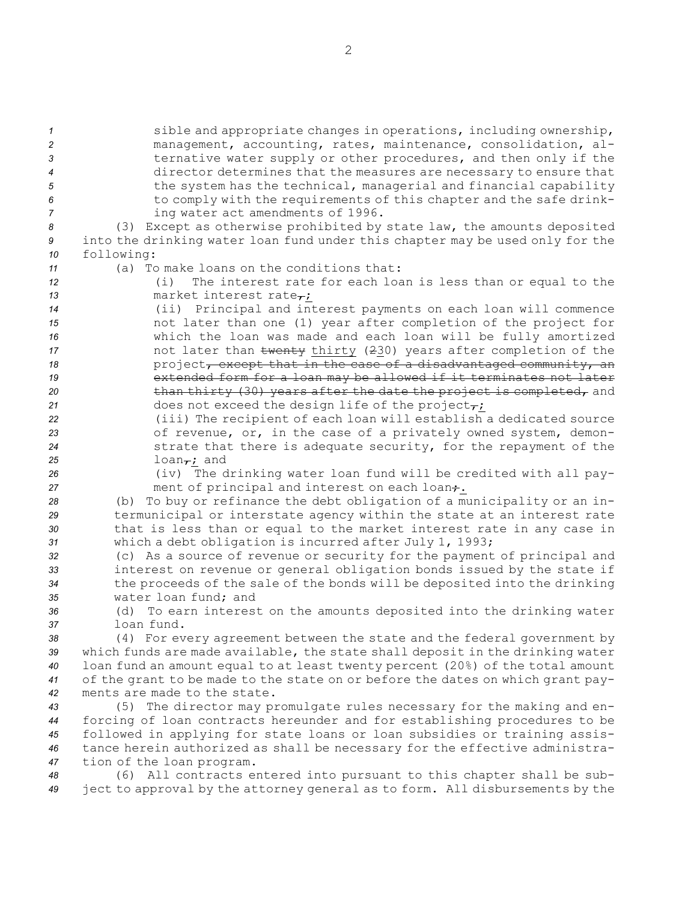sible and appropriate changes in operations, including ownership, management, accounting, rates, maintenance, consolidation, alternative water supply or other procedures, and then only if the director determines that the measures are necessary to ensure that the system has the technical, managerial and financial capability to comply with the requirements of this chapter and the safe drinking water act amendments of 1996.

(3) Except as otherwise prohibited by state law, the amounts deposited into the drinking water loan fund under this chapter may be used only for the following:

(a) To make loans on the conditions that:

(i) The interest rate for each loan is less than or equal to the market interest rate~~,~~;

(ii) Principal and interest payments on each loan will commence not later than one (1) year after completion of the project for which the loan was made and each loan will be fully amortized not later than ~~twenty~~ thirty (~~2~~30) years after completion of the project~~, except that in the case of a disadvantaged community, an extended form for a loan may be allowed if it terminates not later than thirty (30) years after the date the project is completed,~~ and does not exceed the design life of the project~~,~~;

(iii) The recipient of each loan will establish a dedicated source of revenue, or, in the case of a privately owned system, demonstrate that there is adequate security, for the repayment of the loan~~,~~; and

(iv) The drinking water loan fund will be credited with all payment of principal and interest on each loan~~;~~.

(b) To buy or refinance the debt obligation of a municipality or an intermunicipal or interstate agency within the state at an interest rate that is less than or equal to the market interest rate in any case in which a debt obligation is incurred after July 1, 1993;

(c) As a source of revenue or security for the payment of principal and interest on revenue or general obligation bonds issued by the state if the proceeds of the sale of the bonds will be deposited into the drinking water loan fund; and

(d) To earn interest on the amounts deposited into the drinking water loan fund.

(4) For every agreement between the state and the federal government by which funds are made available, the state shall deposit in the drinking water loan fund an amount equal to at least twenty percent (20%) of the total amount of the grant to be made to the state on or before the dates on which grant payments are made to the state.

(5) The director may promulgate rules necessary for the making and enforcing of loan contracts hereunder and for establishing procedures to be followed in applying for state loans or loan subsidies or training assistance herein authorized as shall be necessary for the effective administration of the loan program.

(6) All contracts entered into pursuant to this chapter shall be subject to approval by the attorney general as to form. All disbursements by the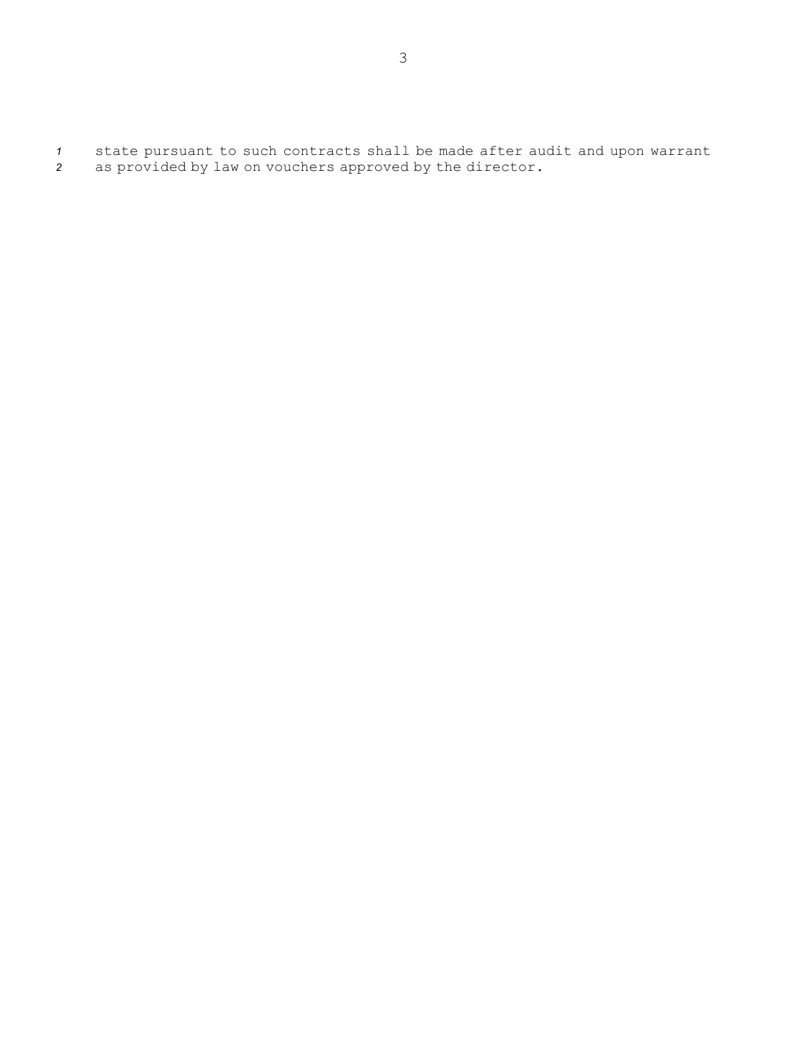state pursuant to such contracts shall be made after audit and upon warrant
as provided by law on vouchers approved by the director.